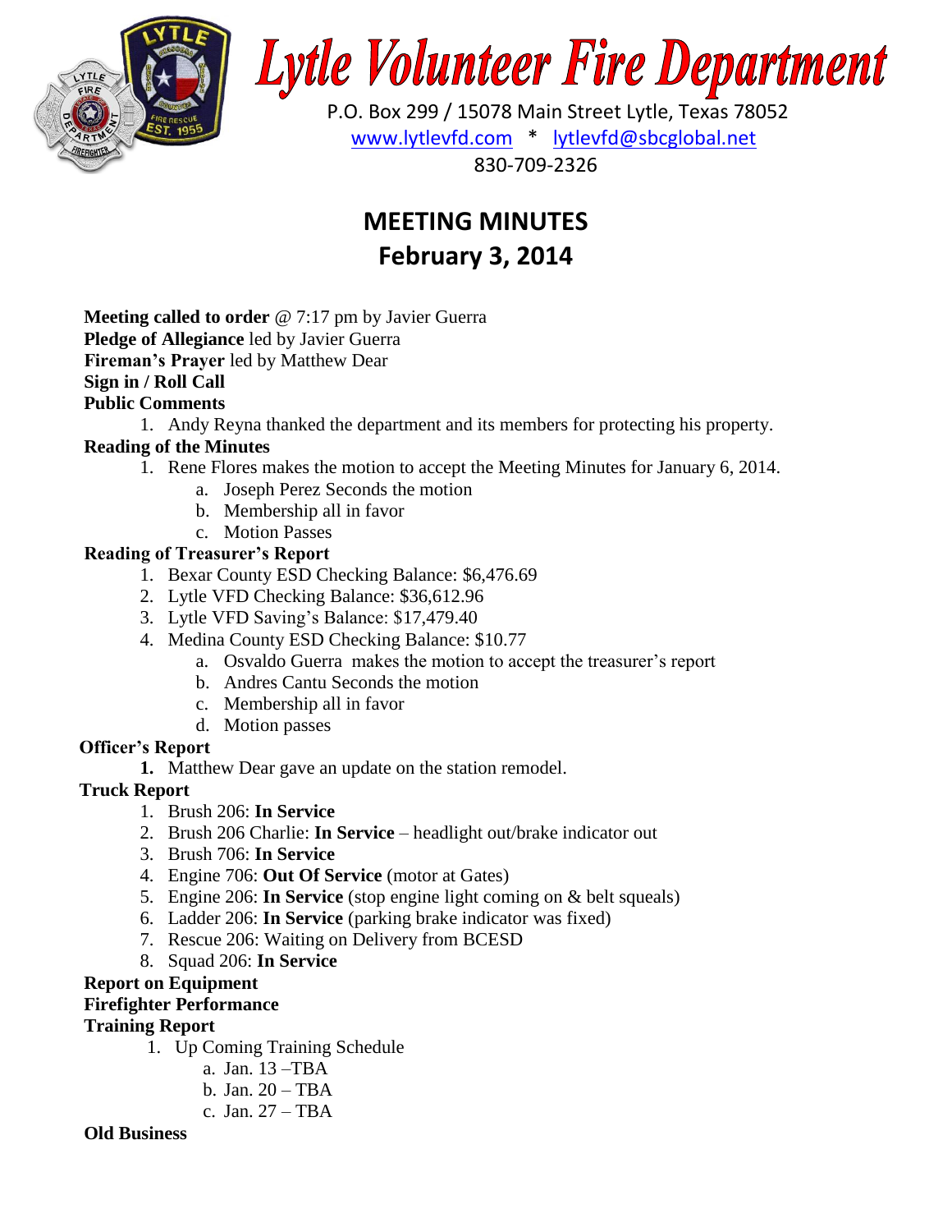# Lytle Volunteer Fire Department

P.O. Box 299 / 15078 Main Street Lytle, Texas 78052
www.lytlevfd.com * lytlevfd@sbcglobal.net
830-709-2326

## MEETING MINUTES
## February 3, 2014

**Meeting called to order** @ 7:17 pm by Javier Guerra
**Pledge of Allegiance** led by Javier Guerra
**Fireman's Prayer** led by Matthew Dear
**Sign in / Roll Call**
**Public Comments**

1. Andy Reyna thanked the department and its members for protecting his property.

**Reading of the Minutes**

1. Rene Flores makes the motion to accept the Meeting Minutes for January 6, 2014.
   a. Joseph Perez Seconds the motion
   b. Membership all in favor
   c. Motion Passes

**Reading of Treasurer's Report**

1. Bexar County ESD Checking Balance: $6,476.69
2. Lytle VFD Checking Balance: $36,612.96
3. Lytle VFD Saving's Balance: $17,479.40
4. Medina County ESD Checking Balance: $10.77
   a. Osvaldo Guerra makes the motion to accept the treasurer's report
   b. Andres Cantu Seconds the motion
   c. Membership all in favor
   d. Motion passes

**Officer's Report**

1. Matthew Dear gave an update on the station remodel.

**Truck Report**

1. Brush 206: **In Service**
2. Brush 206 Charlie: **In Service** – headlight out/brake indicator out
3. Brush 706: **In Service**
4. Engine 706: **Out Of Service** (motor at Gates)
5. Engine 206: **In Service** (stop engine light coming on & belt squeals)
6. Ladder 206: **In Service** (parking brake indicator was fixed)
7. Rescue 206: Waiting on Delivery from BCESD
8. Squad 206: **In Service**

**Report on Equipment**
**Firefighter Performance**
**Training Report**

1. Up Coming Training Schedule
   a. Jan. 13 –TBA
   b. Jan. 20 – TBA
   c. Jan. 27 – TBA

**Old Business**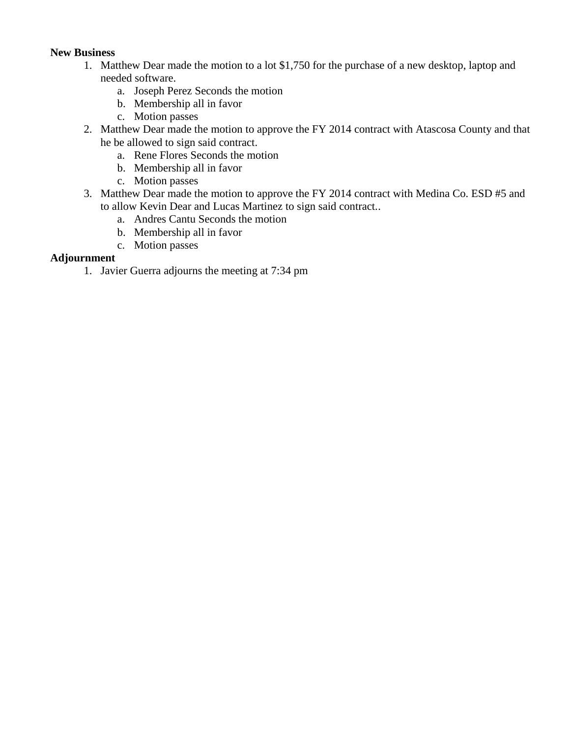**New Business**

1. Matthew Dear made the motion to a lot $1,750 for the purchase of a new desktop, laptop and needed software.
    a. Joseph Perez Seconds the motion
    b. Membership all in favor
    c. Motion passes
2. Matthew Dear made the motion to approve the FY 2014 contract with Atascosa County and that he be allowed to sign said contract.
    a. Rene Flores Seconds the motion
    b. Membership all in favor
    c. Motion passes
3. Matthew Dear made the motion to approve the FY 2014 contract with Medina Co. ESD #5 and to allow Kevin Dear and Lucas Martinez to sign said contract..
    a. Andres Cantu Seconds the motion
    b. Membership all in favor
    c. Motion passes

**Adjournment**

1. Javier Guerra adjourns the meeting at 7:34 pm